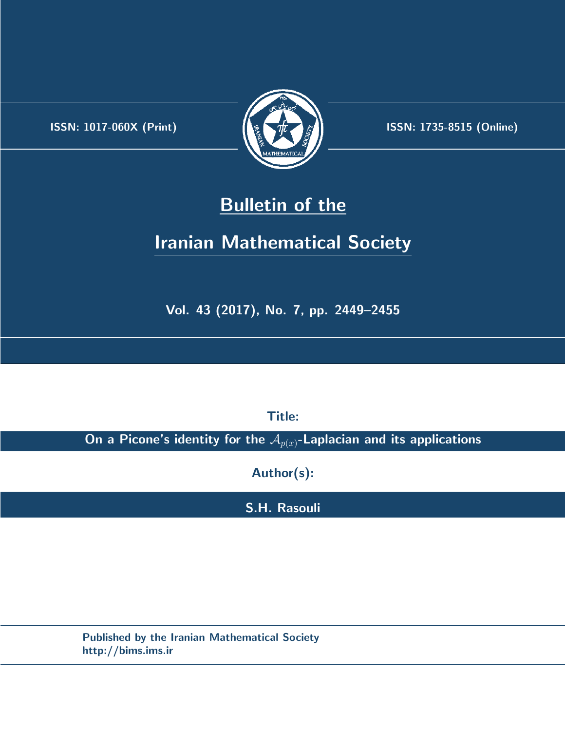ISSN: 1017-060X (Print)

ISSN: 1735-8515 (Online)

# Bulletin of the

# Iranian Mathematical Society

Vol. 43 (2017), No. 7, pp. 2449–2455

**Title:**

**On a Picone's identity for the $\mathcal{A}_{p(x)}$-Laplacian and its applications**

**Author(s):**

**S.H. Rasouli**

Published by the Iranian Mathematical Society
http://bims.ims.ir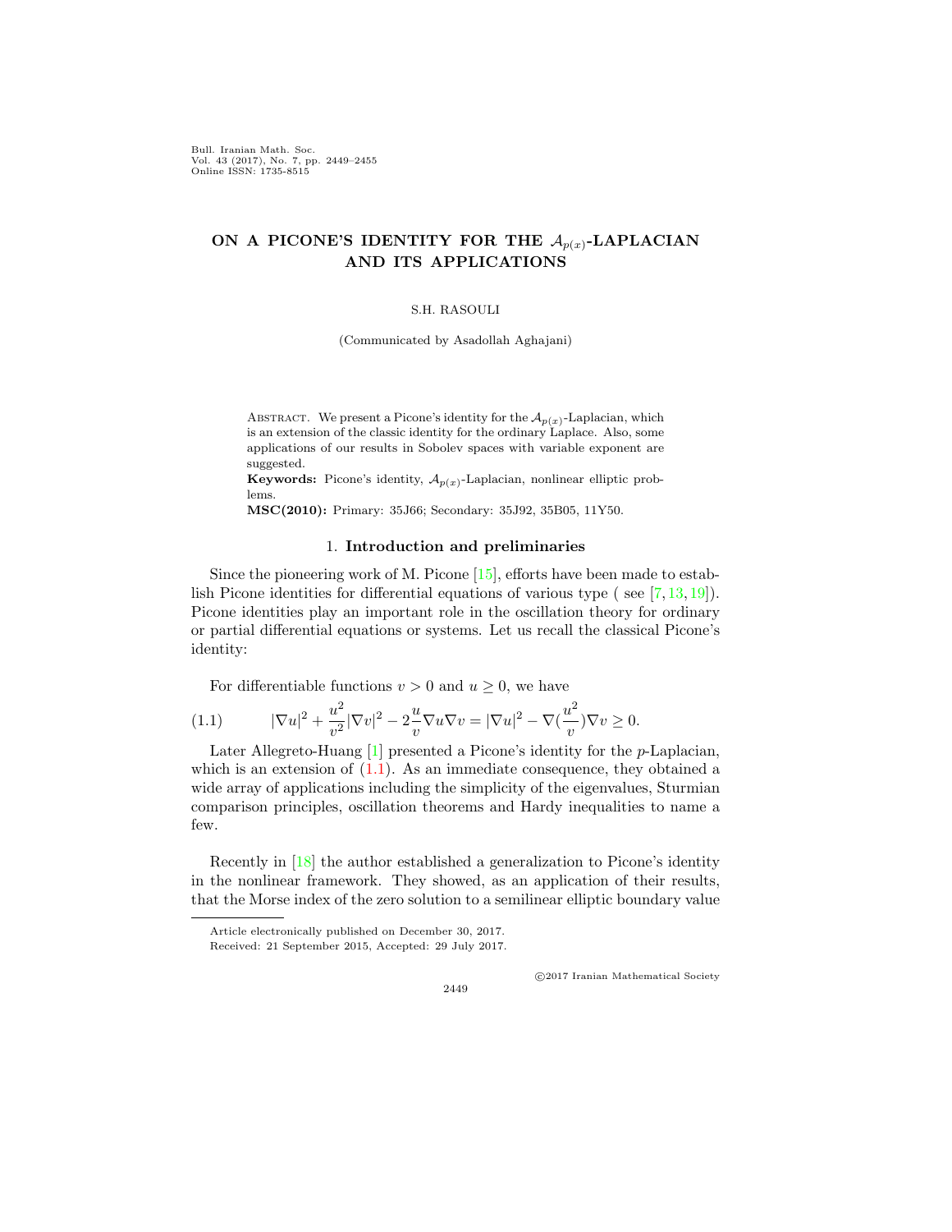## ON A PICONE'S IDENTITY FOR THE $\mathcal{A}_{p(x)}$-LAPLACIAN AND ITS APPLICATIONS

S.H. RASOULI

(Communicated by Asadollah Aghajani)

Abstract. We present a Picone's identity for the $\mathcal{A}_{p(x)}$-Laplacian, which is an extension of the classic identity for the ordinary Laplace. Also, some applications of our results in Sobolev spaces with variable exponent are suggested.

**Keywords:** Picone's identity, $\mathcal{A}_{p(x)}$-Laplacian, nonlinear elliptic problems.

**MSC(2010):** Primary: 35J66; Secondary: 35J92, 35B05, 11Y50.

### 1. **Introduction and preliminaries**

Since the pioneering work of M. Picone [15], efforts have been made to establish Picone identities for differential equations of various type ( see [7, 13, 19]). Picone identities play an important role in the oscillation theory for ordinary or partial differential equations or systems. Let us recall the classical Picone's identity:

For differentiable functions $v > 0$ and $u \geq 0$, we have

$$
(1.1) \qquad |\nabla u|^2 + \frac{u^2}{v^2}|\nabla v|^2 - 2\frac{u}{v}\nabla u \nabla v = |\nabla u|^2 - \nabla(\frac{u^2}{v})\nabla v \geq 0.
$$

Later Allegreto-Huang [1] presented a Picone's identity for the $p$-Laplacian, which is an extension of (1.1). As an immediate consequence, they obtained a wide array of applications including the simplicity of the eigenvalues, Sturmian comparison principles, oscillation theorems and Hardy inequalities to name a few.

Recently in [18] the author established a generalization to Picone's identity in the nonlinear framework. They showed, as an application of their results, that the Morse index of the zero solution to a semilinear elliptic boundary value

Article electronically published on December 30, 2017.

Received: 21 September 2015, Accepted: 29 July 2017.

©2017 Iranian Mathematical Society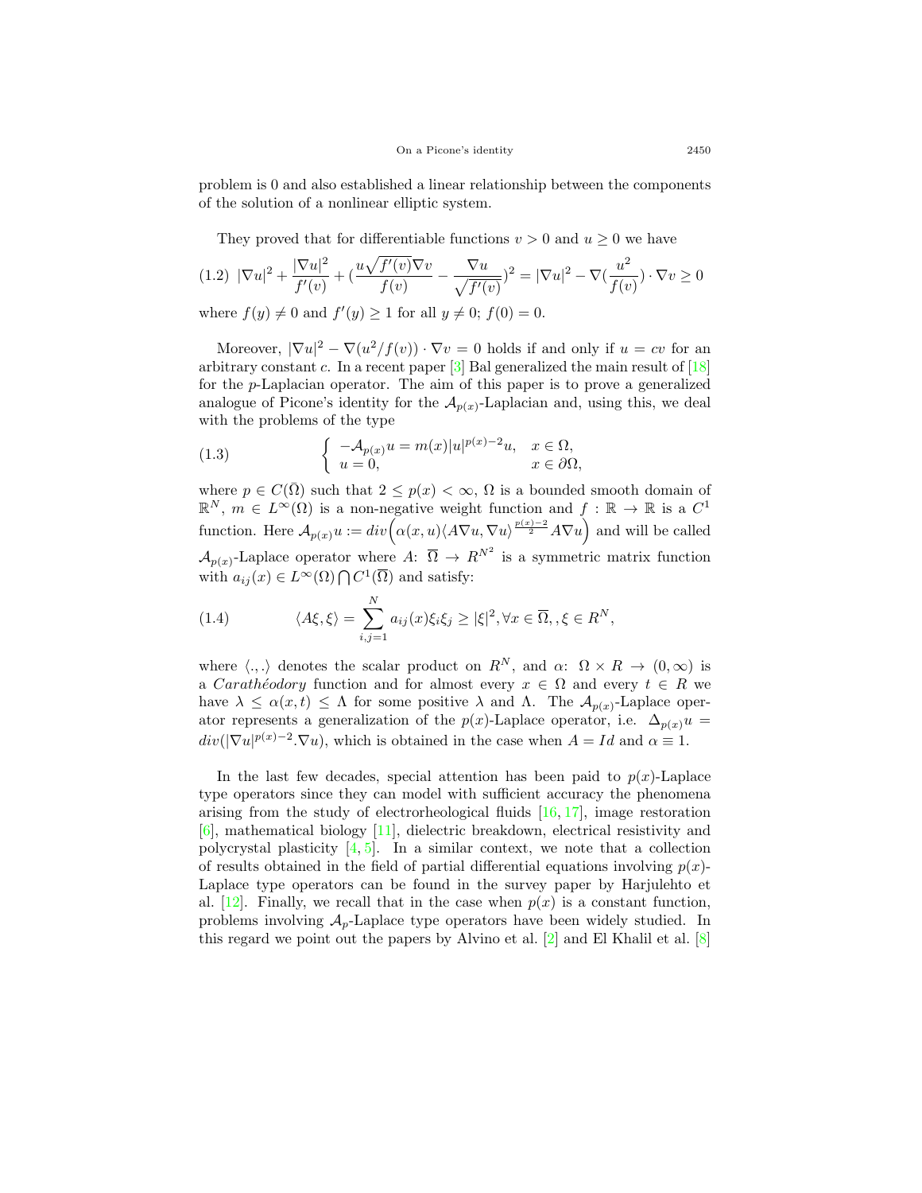problem is 0 and also established a linear relationship between the components of the solution of a nonlinear elliptic system.

They proved that for differentiable functions $v > 0$ and $u \geq 0$ we have

$$(1.2)\quad |\nabla u|^2 + \frac{|\nabla u|^2}{f'(v)} + (\frac{u\sqrt{f'(v)}\nabla v}{f(v)} - \frac{\nabla u}{\sqrt{f'(v)}})^2 = |\nabla u|^2 - \nabla(\frac{u^2}{f(v)}) \cdot \nabla v \geq 0$$

where $f(y) \neq 0$ and $f'(y) \geq 1$ for all $y \neq 0$; $f(0) = 0$.

Moreover, $|\nabla u|^2 - \nabla(u^2/f(v)) \cdot \nabla v = 0$ holds if and only if $u = cv$ for an arbitrary constant $c$. In a recent paper [3] Bal generalized the main result of [18] for the $p$-Laplacian operator. The aim of this paper is to prove a generalized analogue of Picone's identity for the $\mathcal{A}_{p(x)}$-Laplacian and, using this, we deal with the problems of the type

$$(1.3)\qquad \begin{cases} -\mathcal{A}_{p(x)} u = m(x)|u|^{p(x)-2}u, & x \in \Omega, \\ u = 0, & x \in \partial\Omega, \end{cases}$$

where $p \in C(\bar{\Omega})$ such that $2 \leq p(x) < \infty$, $\Omega$ is a bounded smooth domain of $\mathbb{R}^N$, $m \in L^\infty(\Omega)$ is a non-negative weight function and $f : \mathbb{R} \to \mathbb{R}$ is a $C^1$ function. Here $\mathcal{A}_{p(x)} u := div\Big(\alpha(x,u)\langle A\nabla u, \nabla u\rangle^{\frac{p(x)-2}{2}} A\nabla u\Big)$ and will be called $\mathcal{A}_{p(x)}$-Laplace operator where $A$: $\overline{\Omega} \to R^{N^2}$ is a symmetric matrix function with $a_{ij}(x) \in L^\infty(\Omega) \bigcap C^1(\overline{\Omega})$ and satisfy:

$$(1.4)\qquad \langle A\xi, \xi\rangle = \sum_{i,j=1}^{N} a_{ij}(x)\xi_i\xi_j \geq |\xi|^2, \forall x \in \overline{\Omega}, , \xi \in R^N,$$

where $\langle .,. \rangle$ denotes the scalar product on $R^N$, and $\alpha$: $\Omega \times R \to (0, \infty)$ is a *Carathéodory* function and for almost every $x \in \Omega$ and every $t \in R$ we have $\lambda \leq \alpha(x,t) \leq \Lambda$ for some positive $\lambda$ and $\Lambda$. The $\mathcal{A}_{p(x)}$-Laplace operator represents a generalization of the $p(x)$-Laplace operator, i.e. $\Delta_{p(x)} u = div(|\nabla u|^{p(x)-2}.\nabla u)$, which is obtained in the case when $A = Id$ and $\alpha \equiv 1$.

In the last few decades, special attention has been paid to $p(x)$-Laplace type operators since they can model with sufficient accuracy the phenomena arising from the study of electrorheological fluids [16, 17], image restoration [6], mathematical biology [11], dielectric breakdown, electrical resistivity and polycrystal plasticity [4, 5]. In a similar context, we note that a collection of results obtained in the field of partial differential equations involving $p(x)$-Laplace type operators can be found in the survey paper by Harjulehto et al. [12]. Finally, we recall that in the case when $p(x)$ is a constant function, problems involving $\mathcal{A}_p$-Laplace type operators have been widely studied. In this regard we point out the papers by Alvino et al. [2] and El Khalil et al. [8]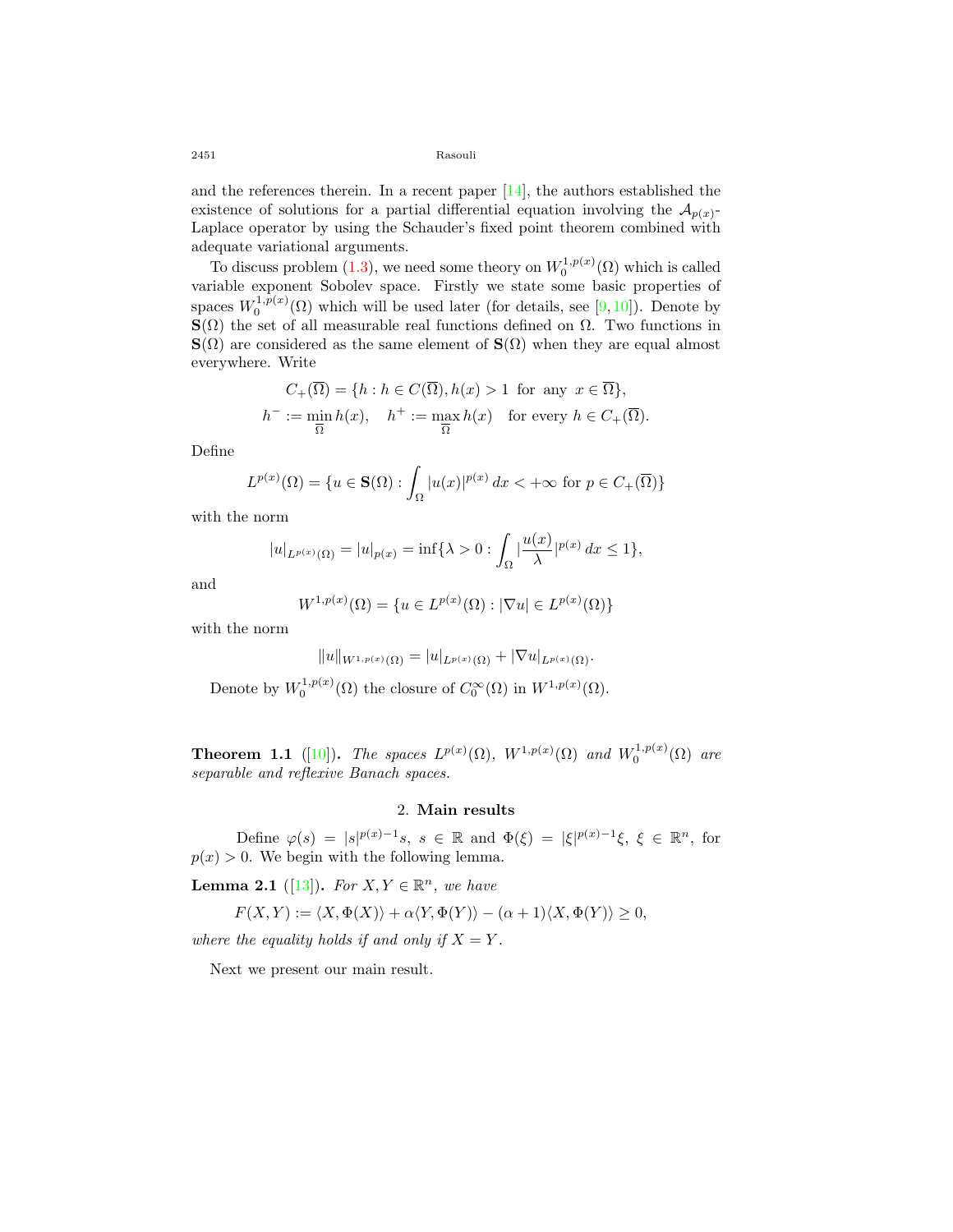and the references therein. In a recent paper [14], the authors established the existence of solutions for a partial differential equation involving the $\mathcal{A}_{p(x)}$-Laplace operator by using the Schauder's fixed point theorem combined with adequate variational arguments.

To discuss problem (1.3), we need some theory on $W_0^{1,p(x)}(\Omega)$ which is called variable exponent Sobolev space. Firstly we state some basic properties of spaces $W_0^{1,p(x)}(\Omega)$ which will be used later (for details, see [9, 10]). Denote by $\mathbf{S}(\Omega)$ the set of all measurable real functions defined on $\Omega$. Two functions in $\mathbf{S}(\Omega)$ are considered as the same element of $\mathbf{S}(\Omega)$ when they are equal almost everywhere. Write

$$C_+(\overline{\Omega}) = \{h : h \in C(\overline{\Omega}), h(x) > 1 \text{ for any } x \in \overline{\Omega}\},$$
$$h^- := \min_{\overline{\Omega}} h(x), \quad h^+ := \max_{\overline{\Omega}} h(x) \quad \text{for every } h \in C_+(\overline{\Omega}).$$

Define

$$L^{p(x)}(\Omega) = \{u \in \mathbf{S}(\Omega) : \int_\Omega |u(x)|^{p(x)}\, dx < +\infty \text{ for } p \in C_+(\overline{\Omega})\}$$

with the norm

$$|u|_{L^{p(x)}(\Omega)} = |u|_{p(x)} = \inf\{\lambda > 0 : \int_\Omega |\frac{u(x)}{\lambda}|^{p(x)}\, dx \le 1\},$$

and

$$W^{1,p(x)}(\Omega) = \{u \in L^{p(x)}(\Omega) : |\nabla u| \in L^{p(x)}(\Omega)\}$$

with the norm

$$\|u\|_{W^{1,p(x)}(\Omega)} = |u|_{L^{p(x)}(\Omega)} + |\nabla u|_{L^{p(x)}(\Omega)}.$$

Denote by $W_0^{1,p(x)}(\Omega)$ the closure of $C_0^\infty(\Omega)$ in $W^{1,p(x)}(\Omega)$.

**Theorem 1.1** ([10]). *The spaces $L^{p(x)}(\Omega)$, $W^{1,p(x)}(\Omega)$ and $W_0^{1,p(x)}(\Omega)$ are separable and reflexive Banach spaces.*

## 2. Main results

Define $\varphi(s) = |s|^{p(x)-1}s$, $s \in \mathbb{R}$ and $\Phi(\xi) = |\xi|^{p(x)-1}\xi$, $\xi \in \mathbb{R}^n$, for $p(x) > 0$. We begin with the following lemma.

**Lemma 2.1** ([13]). *For $X, Y \in \mathbb{R}^n$, we have*

$$F(X,Y) := \langle X, \Phi(X)\rangle + \alpha\langle Y, \Phi(Y)\rangle - (\alpha+1)\langle X, \Phi(Y)\rangle \ge 0,$$

*where the equality holds if and only if $X = Y$.*

Next we present our main result.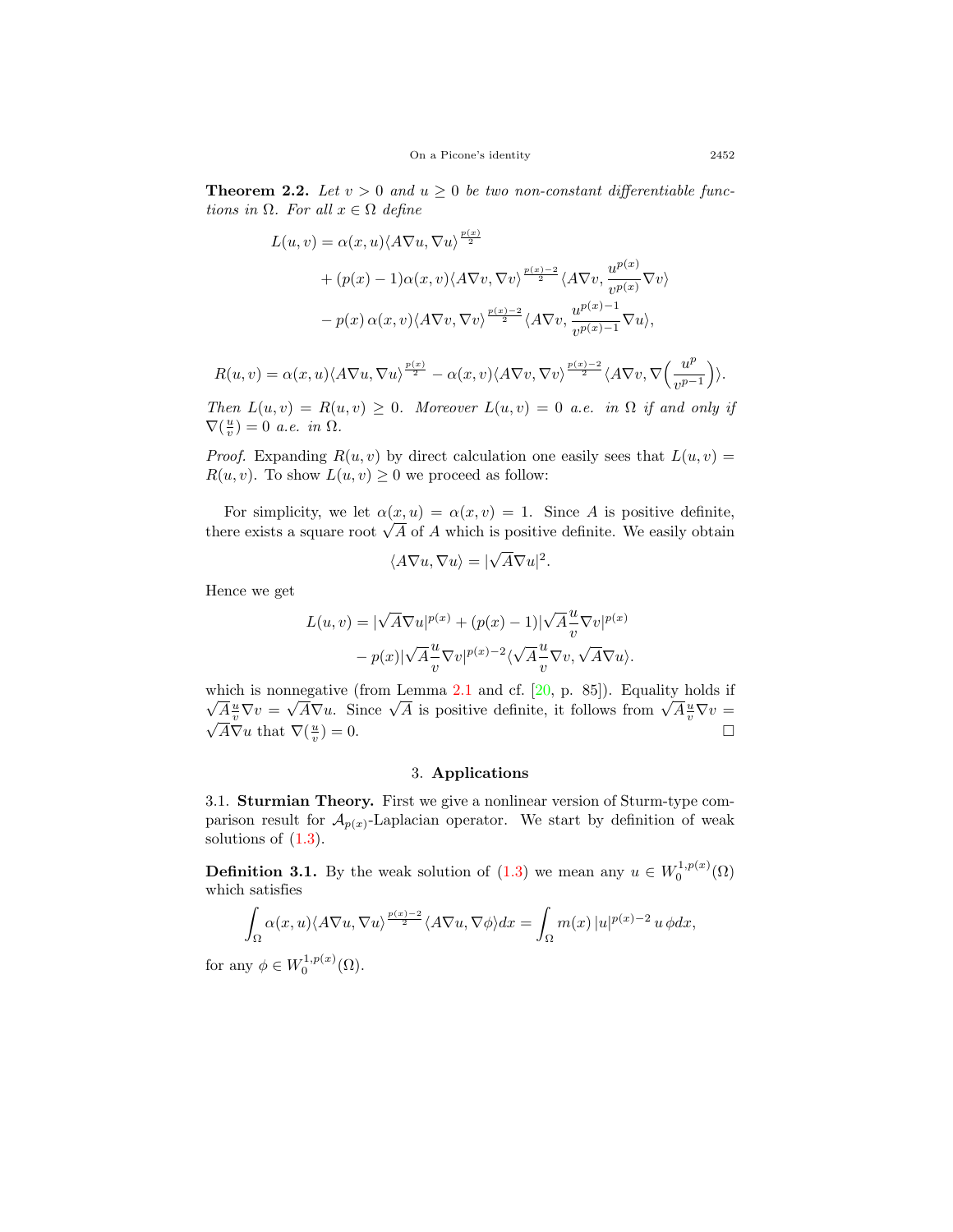**Theorem 2.2.** *Let $v > 0$ and $u \geq 0$ be two non-constant differentiable functions in $\Omega$. For all $x \in \Omega$ define*

$$
\begin{aligned}
L(u,v) &= \alpha(x,u)\langle A\nabla u, \nabla u\rangle^{\frac{p(x)}{2}} \\
&\quad + (p(x)-1)\alpha(x,v)\langle A\nabla v, \nabla v\rangle^{\frac{p(x)-2}{2}}\langle A\nabla v, \frac{u^{p(x)}}{v^{p(x)}}\nabla v\rangle \\
&\quad - p(x)\,\alpha(x,v)\langle A\nabla v, \nabla v\rangle^{\frac{p(x)-2}{2}}\langle A\nabla v, \frac{u^{p(x)-1}}{v^{p(x)-1}}\nabla u\rangle,
\end{aligned}
$$

$$
R(u,v) = \alpha(x,u)\langle A\nabla u, \nabla u\rangle^{\frac{p(x)}{2}} - \alpha(x,v)\langle A\nabla v, \nabla v\rangle^{\frac{p(x)-2}{2}}\langle A\nabla v, \nabla\Big(\frac{u^p}{v^{p-1}}\Big)\rangle.
$$

*Then $L(u,v) = R(u,v) \geq 0$. Moreover $L(u,v) = 0$ a.e. in $\Omega$ if and only if $\nabla(\frac{u}{v}) = 0$ a.e. in $\Omega$.*

*Proof.* Expanding $R(u,v)$ by direct calculation one easily sees that $L(u,v) = R(u,v)$. To show $L(u,v) \geq 0$ we proceed as follow:

For simplicity, we let $\alpha(x,u) = \alpha(x,v) = 1$. Since $A$ is positive definite, there exists a square root $\sqrt{A}$ of $A$ which is positive definite. We easily obtain

$$
\langle A\nabla u, \nabla u\rangle = |\sqrt{A}\nabla u|^2.
$$

Hence we get

$$
\begin{aligned}
L(u,v) &= |\sqrt{A}\nabla u|^{p(x)} + (p(x)-1)|\sqrt{A}\frac{u}{v}\nabla v|^{p(x)} \\
&\quad - p(x)|\sqrt{A}\frac{u}{v}\nabla v|^{p(x)-2}\langle\sqrt{A}\frac{u}{v}\nabla v, \sqrt{A}\nabla u\rangle.
\end{aligned}
$$

which is nonnegative (from Lemma 2.1 and cf. [20, p. 85]). Equality holds if $\sqrt{A}\frac{u}{v}\nabla v = \sqrt{A}\nabla u$. Since $\sqrt{A}$ is positive definite, it follows from $\sqrt{A}\frac{u}{v}\nabla v = \sqrt{A}\nabla u$ that $\nabla(\frac{u}{v}) = 0$. $\square$

## 3. **Applications**

3.1. **Sturmian Theory.** First we give a nonlinear version of Sturm-type comparison result for $\mathcal{A}_{p(x)}$-Laplacian operator. We start by definition of weak solutions of (1.3).

**Definition 3.1.** By the weak solution of (1.3) we mean any $u \in W_0^{1,p(x)}(\Omega)$ which satisfies

$$
\int_\Omega \alpha(x,u)\langle A\nabla u, \nabla u\rangle^{\frac{p(x)-2}{2}}\langle A\nabla u, \nabla\phi\rangle dx = \int_\Omega m(x)\,|u|^{p(x)-2}\,u\,\phi dx,
$$

for any $\phi \in W_0^{1,p(x)}(\Omega)$.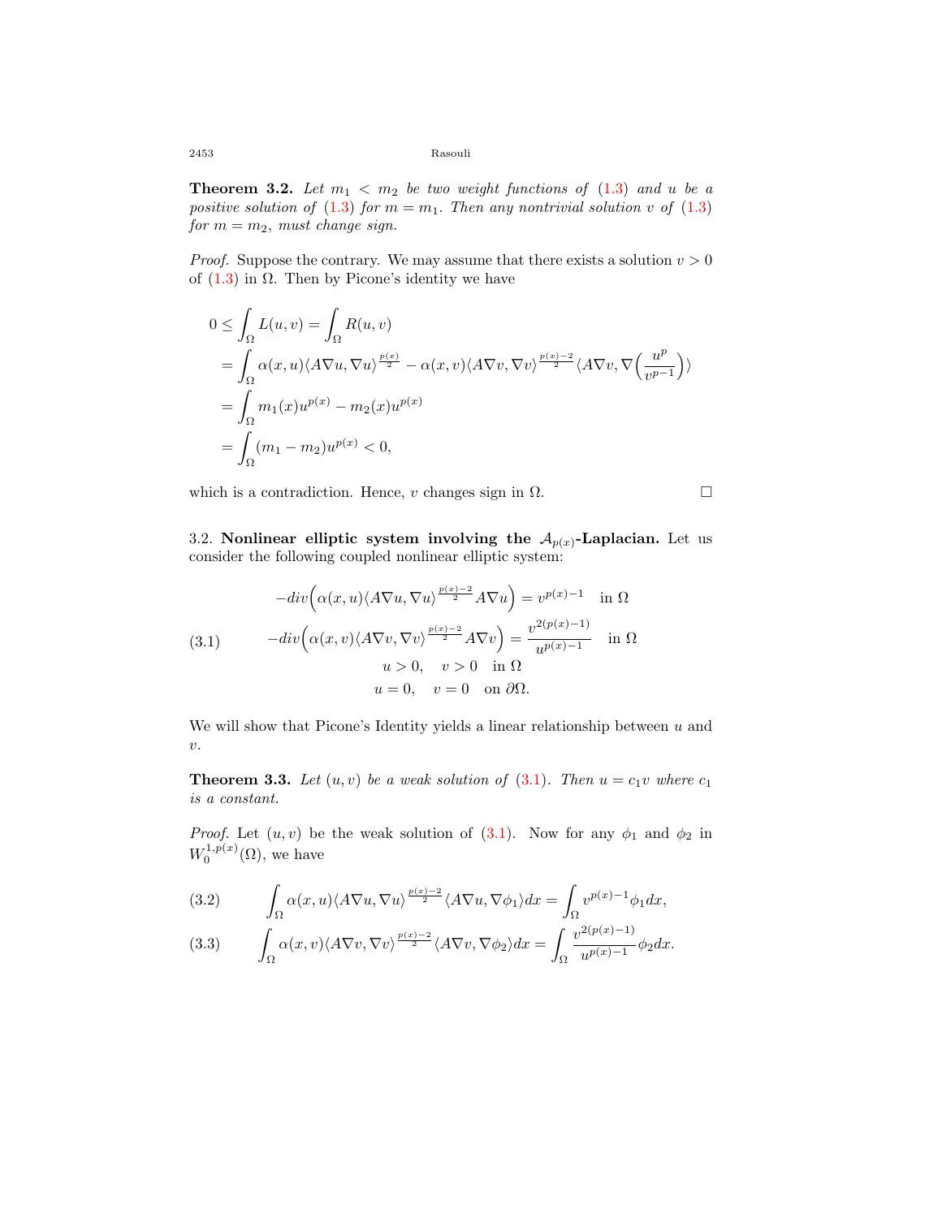**Theorem 3.2.** *Let $m_1 < m_2$ be two weight functions of (1.3) and $u$ be a positive solution of (1.3) for $m = m_1$. Then any nontrivial solution $v$ of (1.3) for $m = m_2$, must change sign.*

*Proof.* Suppose the contrary. We may assume that there exists a solution $v > 0$ of (1.3) in $\Omega$. Then by Picone's identity we have

$$
\begin{aligned}
0 &\le \int_\Omega L(u,v) = \int_\Omega R(u,v) \\
&= \int_\Omega \alpha(x,u)\langle A\nabla u, \nabla u\rangle^{\frac{p(x)}{2}} - \alpha(x,v)\langle A\nabla v, \nabla v\rangle^{\frac{p(x)-2}{2}}\langle A\nabla v, \nabla\Big(\frac{u^p}{v^{p-1}}\Big)\rangle \\
&= \int_\Omega m_1(x)u^{p(x)} - m_2(x)u^{p(x)} \\
&= \int_\Omega (m_1 - m_2)u^{p(x)} < 0,
\end{aligned}
$$

which is a contradiction. Hence, $v$ changes sign in $\Omega$. $\square$

3.2. **Nonlinear elliptic system involving the $\mathcal{A}_{p(x)}$-Laplacian.** Let us consider the following coupled nonlinear elliptic system:

$$
\begin{aligned}
-div\Big(\alpha(x,u)\langle A\nabla u, \nabla u\rangle^{\frac{p(x)-2}{2}}A\nabla u\Big) &= v^{p(x)-1} \quad \text{in } \Omega \\
-div\Big(\alpha(x,v)\langle A\nabla v, \nabla v\rangle^{\frac{p(x)-2}{2}}A\nabla v\Big) &= \frac{v^{2(p(x)-1)}}{u^{p(x)-1}} \quad \text{in } \Omega \\
u > 0, \quad v > 0 &\quad \text{in } \Omega \\
u = 0, \quad v = 0 &\quad \text{on } \partial\Omega.
\end{aligned}
\tag{3.1}
$$

We will show that Picone's Identity yields a linear relationship between $u$ and $v$.

**Theorem 3.3.** *Let $(u,v)$ be a weak solution of (3.1). Then $u = c_1 v$ where $c_1$ is a constant.*

*Proof.* Let $(u,v)$ be the weak solution of (3.1). Now for any $\phi_1$ and $\phi_2$ in $W_0^{1,p(x)}(\Omega)$, we have

$$
\int_\Omega \alpha(x,u)\langle A\nabla u, \nabla u\rangle^{\frac{p(x)-2}{2}}\langle A\nabla u, \nabla\phi_1\rangle dx = \int_\Omega v^{p(x)-1}\phi_1 dx, \tag{3.2}
$$

$$
\int_\Omega \alpha(x,v)\langle A\nabla v, \nabla v\rangle^{\frac{p(x)-2}{2}}\langle A\nabla v, \nabla\phi_2\rangle dx = \int_\Omega \frac{v^{2(p(x)-1)}}{u^{p(x)-1}}\phi_2 dx. \tag{3.3}
$$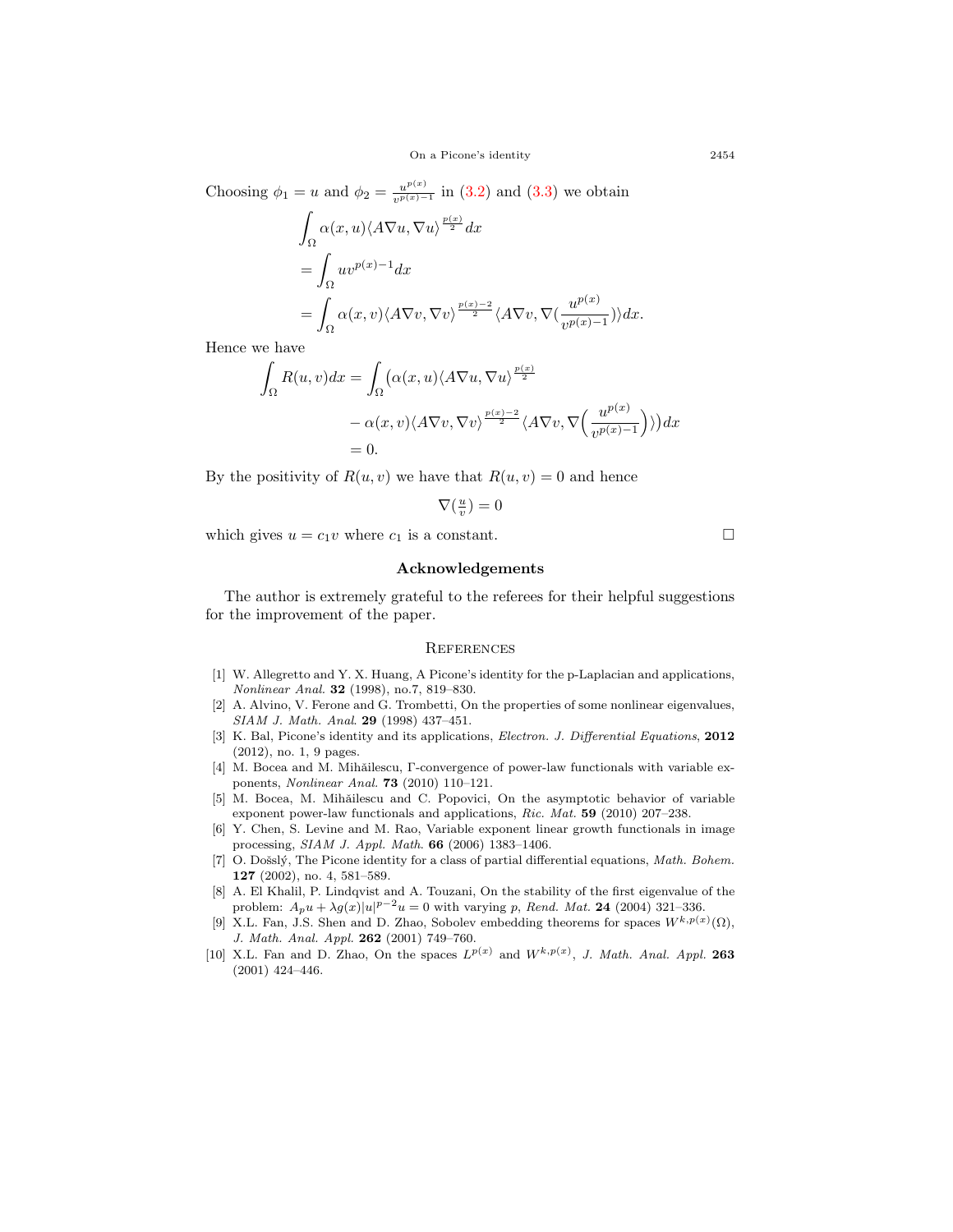Choosing $\phi_1 = u$ and $\phi_2 = \frac{u^{p(x)}}{v^{p(x)-1}}$ in (3.2) and (3.3) we obtain

$$
\begin{aligned}
&\int_\Omega \alpha(x,u)\langle A\nabla u, \nabla u\rangle^{\frac{p(x)}{2}} dx \\
&= \int_\Omega u v^{p(x)-1} dx \\
&= \int_\Omega \alpha(x,v)\langle A\nabla v, \nabla v\rangle^{\frac{p(x)-2}{2}} \langle A\nabla v, \nabla(\frac{u^{p(x)}}{v^{p(x)-1}})\rangle dx.
\end{aligned}
$$

Hence we have

$$
\begin{aligned}
\int_\Omega R(u,v) dx = \int_\Omega \big(&\alpha(x,u)\langle A\nabla u, \nabla u\rangle^{\frac{p(x)}{2}} \\
&- \alpha(x,v)\langle A\nabla v, \nabla v\rangle^{\frac{p(x)-2}{2}} \langle A\nabla v, \nabla\Big(\frac{u^{p(x)}}{v^{p(x)-1}}\Big)\rangle\big) dx \\
= 0.&
\end{aligned}
$$

By the positivity of $R(u,v)$ we have that $R(u,v) = 0$ and hence

$$\nabla(\tfrac{u}{v}) = 0$$

which gives $u = c_1 v$ where $c_1$ is a constant. □

## Acknowledgements

The author is extremely grateful to the referees for their helpful suggestions for the improvement of the paper.

## References

[1] W. Allegretto and Y. X. Huang, A Picone's identity for the p-Laplacian and applications, *Nonlinear Anal.* **32** (1998), no.7, 819–830.

[2] A. Alvino, V. Ferone and G. Trombetti, On the properties of some nonlinear eigenvalues, *SIAM J. Math. Anal.* **29** (1998) 437–451.

[3] K. Bal, Picone's identity and its applications, *Electron. J. Differential Equations*, **2012** (2012), no. 1, 9 pages.

[4] M. Bocea and M. Mihăilescu, Γ-convergence of power-law functionals with variable exponents, *Nonlinear Anal.* **73** (2010) 110–121.

[5] M. Bocea, M. Mihăilescu and C. Popovici, On the asymptotic behavior of variable exponent power-law functionals and applications, *Ric. Mat.* **59** (2010) 207–238.

[6] Y. Chen, S. Levine and M. Rao, Variable exponent linear growth functionals in image processing, *SIAM J. Appl. Math.* **66** (2006) 1383–1406.

[7] O. Došlý, The Picone identity for a class of partial differential equations, *Math. Bohem.* **127** (2002), no. 4, 581–589.

[8] A. El Khalil, P. Lindqvist and A. Touzani, On the stability of the first eigenvalue of the problem: $A_p u + \lambda g(x)|u|^{p-2}u = 0$ with varying $p$, *Rend. Mat.* **24** (2004) 321–336.

[9] X.L. Fan, J.S. Shen and D. Zhao, Sobolev embedding theorems for spaces $W^{k,p(x)}(\Omega)$, *J. Math. Anal. Appl.* **262** (2001) 749–760.

[10] X.L. Fan and D. Zhao, On the spaces $L^{p(x)}$ and $W^{k,p(x)}$, *J. Math. Anal. Appl.* **263** (2001) 424–446.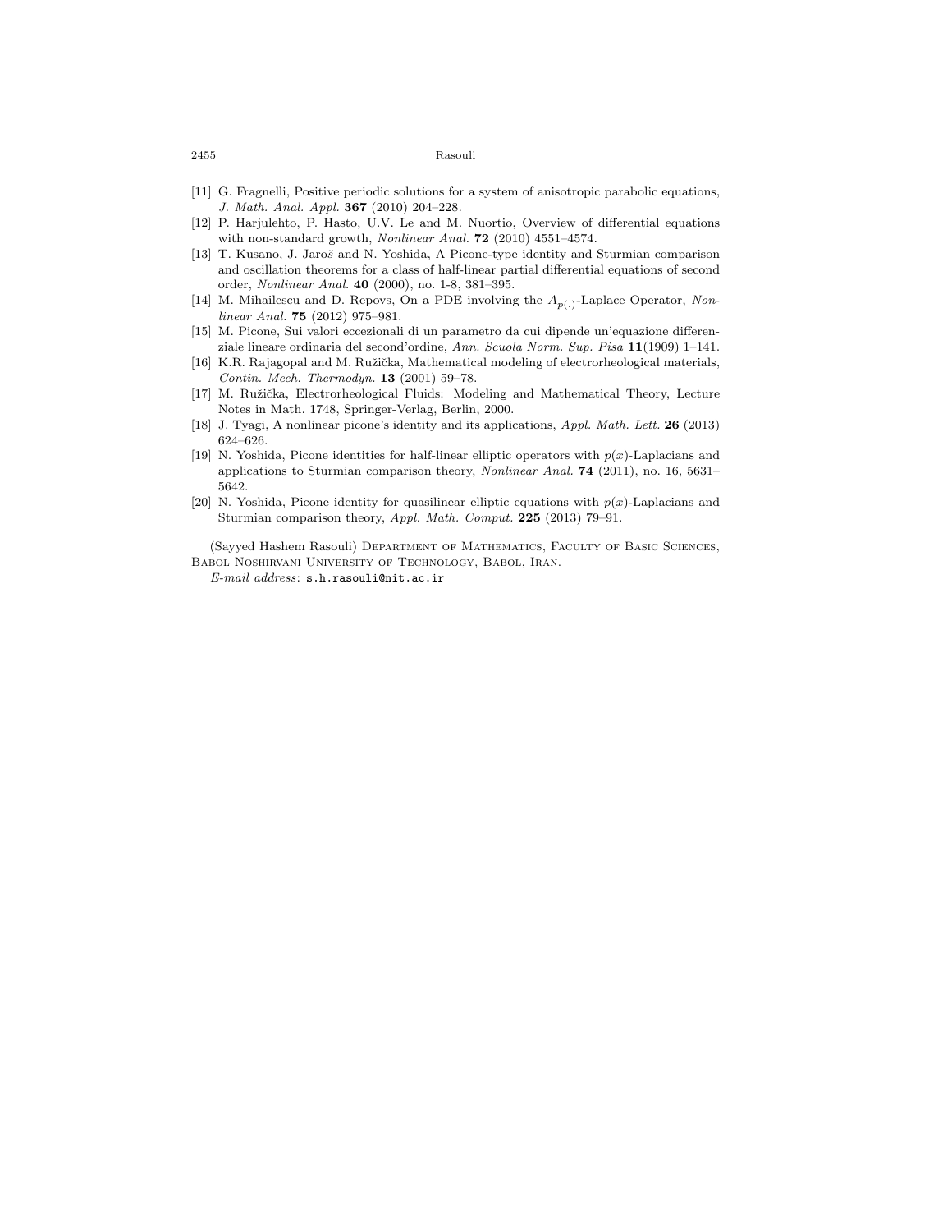[11] G. Fragnelli, Positive periodic solutions for a system of anisotropic parabolic equations, *J. Math. Anal. Appl.* **367** (2010) 204–228.

[12] P. Harjulehto, P. Hasto, U.V. Le and M. Nuortio, Overview of differential equations with non-standard growth, *Nonlinear Anal.* **72** (2010) 4551–4574.

[13] T. Kusano, J. Jaroš and N. Yoshida, A Picone-type identity and Sturmian comparison and oscillation theorems for a class of half-linear partial differential equations of second order, *Nonlinear Anal.* **40** (2000), no. 1-8, 381–395.

[14] M. Mihailescu and D. Repovs, On a PDE involving the $A_{p(.)}$-Laplace Operator, *Nonlinear Anal.* **75** (2012) 975–981.

[15] M. Picone, Sui valori eccezionali di un parametro da cui dipende un'equazione differenziale lineare ordinaria del second'ordine, *Ann. Scuola Norm. Sup. Pisa* **11**(1909) 1–141.

[16] K.R. Rajagopal and M. Ružička, Mathematical modeling of electrorheological materials, *Contin. Mech. Thermodyn.* **13** (2001) 59–78.

[17] M. Ružička, Electrorheological Fluids: Modeling and Mathematical Theory, Lecture Notes in Math. 1748, Springer-Verlag, Berlin, 2000.

[18] J. Tyagi, A nonlinear picone's identity and its applications, *Appl. Math. Lett.* **26** (2013) 624–626.

[19] N. Yoshida, Picone identities for half-linear elliptic operators with $p(x)$-Laplacians and applications to Sturmian comparison theory, *Nonlinear Anal.* **74** (2011), no. 16, 5631–5642.

[20] N. Yoshida, Picone identity for quasilinear elliptic equations with $p(x)$-Laplacians and Sturmian comparison theory, *Appl. Math. Comput.* **225** (2013) 79–91.

(Sayyed Hashem Rasouli) Department of Mathematics, Faculty of Basic Sciences, Babol Noshirvani University of Technology, Babol, Iran.

*E-mail address*: `s.h.rasouli@nit.ac.ir`